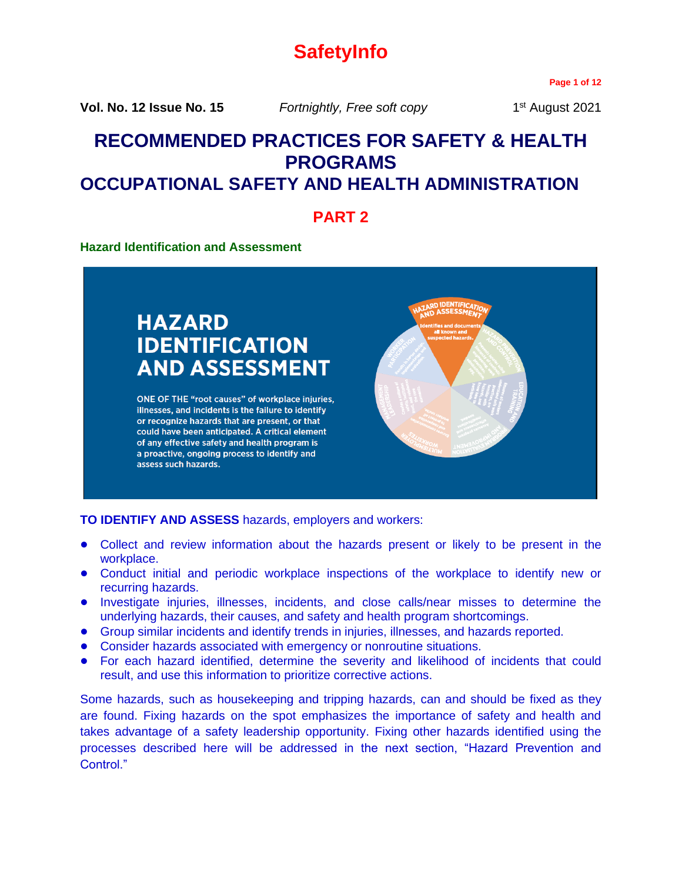# SafetyInfo

**Vol. No. 12 Issue No. 15** *Fortnightly, Free soft copy* 1st August 2021

# RECOMMENDED PRACTICES FOR SAFETY & HEALTH PROGRAMS
# OCCUPATIONAL SAFETY AND HEALTH ADMINISTRATION

## PART 2

### Hazard Identification and Assessment

**HAZARD IDENTIFICATION AND ASSESSMENT**

ONE OF THE "root causes" of workplace injuries, illnesses, and incidents is the failure to identify or recognize hazards that are present, or that could have been anticipated. A critical element of any effective safety and health program is a proactive, ongoing process to identify and assess such hazards.

**TO IDENTIFY AND ASSESS** hazards, employers and workers:

- Collect and review information about the hazards present or likely to be present in the workplace.
- Conduct initial and periodic workplace inspections of the workplace to identify new or recurring hazards.
- Investigate injuries, illnesses, incidents, and close calls/near misses to determine the underlying hazards, their causes, and safety and health program shortcomings.
- Group similar incidents and identify trends in injuries, illnesses, and hazards reported.
- Consider hazards associated with emergency or nonroutine situations.
- For each hazard identified, determine the severity and likelihood of incidents that could result, and use this information to prioritize corrective actions.

Some hazards, such as housekeeping and tripping hazards, can and should be fixed as they are found. Fixing hazards on the spot emphasizes the importance of safety and health and takes advantage of a safety leadership opportunity. Fixing other hazards identified using the processes described here will be addressed in the next section, "Hazard Prevention and Control."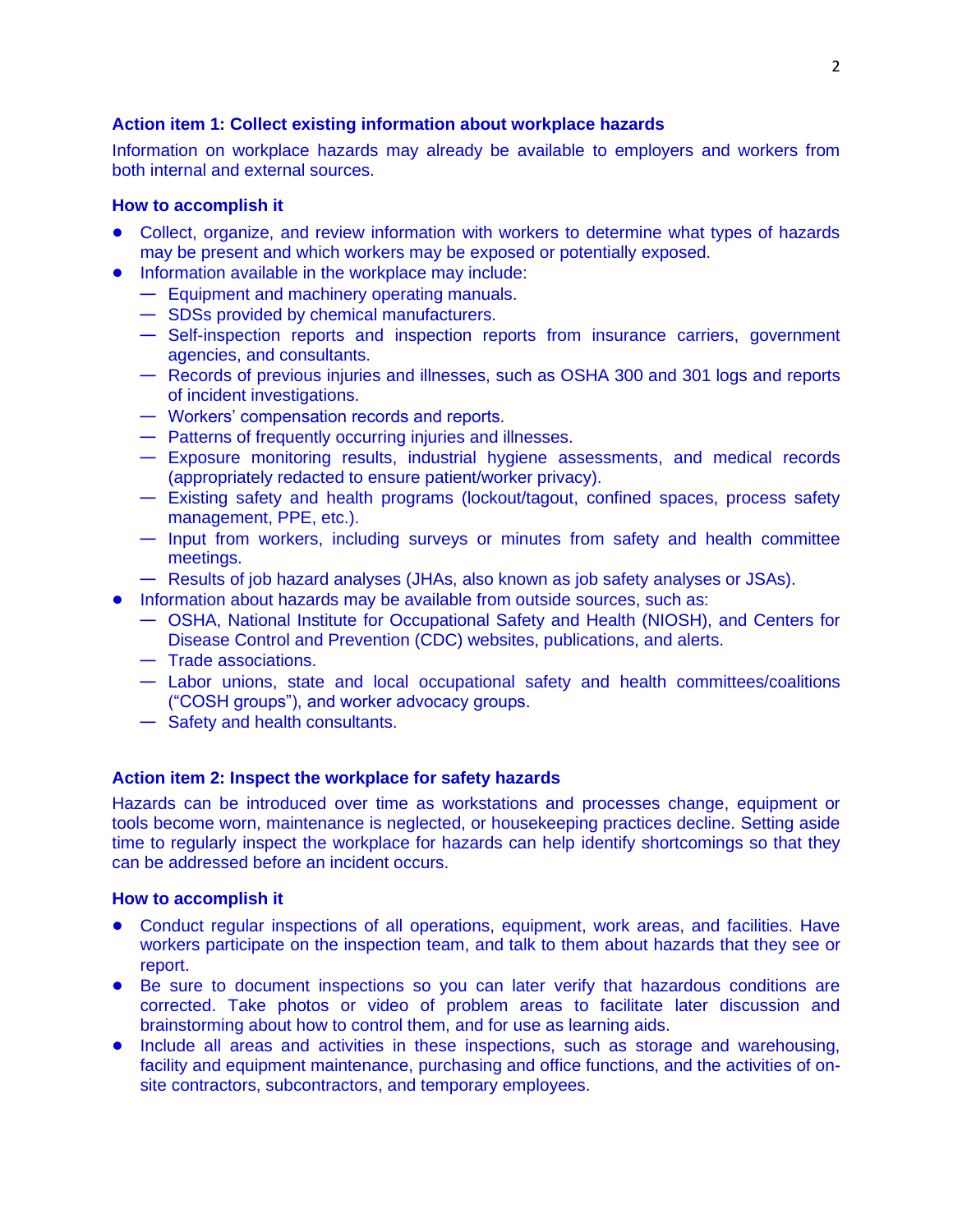### Action item 1: Collect existing information about workplace hazards

Information on workplace hazards may already be available to employers and workers from both internal and external sources.

#### How to accomplish it

- Collect, organize, and review information with workers to determine what types of hazards may be present and which workers may be exposed or potentially exposed.
- Information available in the workplace may include:
  - Equipment and machinery operating manuals.
  - SDSs provided by chemical manufacturers.
  - Self-inspection reports and inspection reports from insurance carriers, government agencies, and consultants.
  - Records of previous injuries and illnesses, such as OSHA 300 and 301 logs and reports of incident investigations.
  - Workers' compensation records and reports.
  - Patterns of frequently occurring injuries and illnesses.
  - Exposure monitoring results, industrial hygiene assessments, and medical records (appropriately redacted to ensure patient/worker privacy).
  - Existing safety and health programs (lockout/tagout, confined spaces, process safety management, PPE, etc.).
  - Input from workers, including surveys or minutes from safety and health committee meetings.
  - Results of job hazard analyses (JHAs, also known as job safety analyses or JSAs).
- Information about hazards may be available from outside sources, such as:
  - OSHA, National Institute for Occupational Safety and Health (NIOSH), and Centers for Disease Control and Prevention (CDC) websites, publications, and alerts.
  - Trade associations.
  - Labor unions, state and local occupational safety and health committees/coalitions ("COSH groups"), and worker advocacy groups.
  - Safety and health consultants.

### Action item 2: Inspect the workplace for safety hazards

Hazards can be introduced over time as workstations and processes change, equipment or tools become worn, maintenance is neglected, or housekeeping practices decline. Setting aside time to regularly inspect the workplace for hazards can help identify shortcomings so that they can be addressed before an incident occurs.

#### How to accomplish it

- Conduct regular inspections of all operations, equipment, work areas, and facilities. Have workers participate on the inspection team, and talk to them about hazards that they see or report.
- Be sure to document inspections so you can later verify that hazardous conditions are corrected. Take photos or video of problem areas to facilitate later discussion and brainstorming about how to control them, and for use as learning aids.
- Include all areas and activities in these inspections, such as storage and warehousing, facility and equipment maintenance, purchasing and office functions, and the activities of on-site contractors, subcontractors, and temporary employees.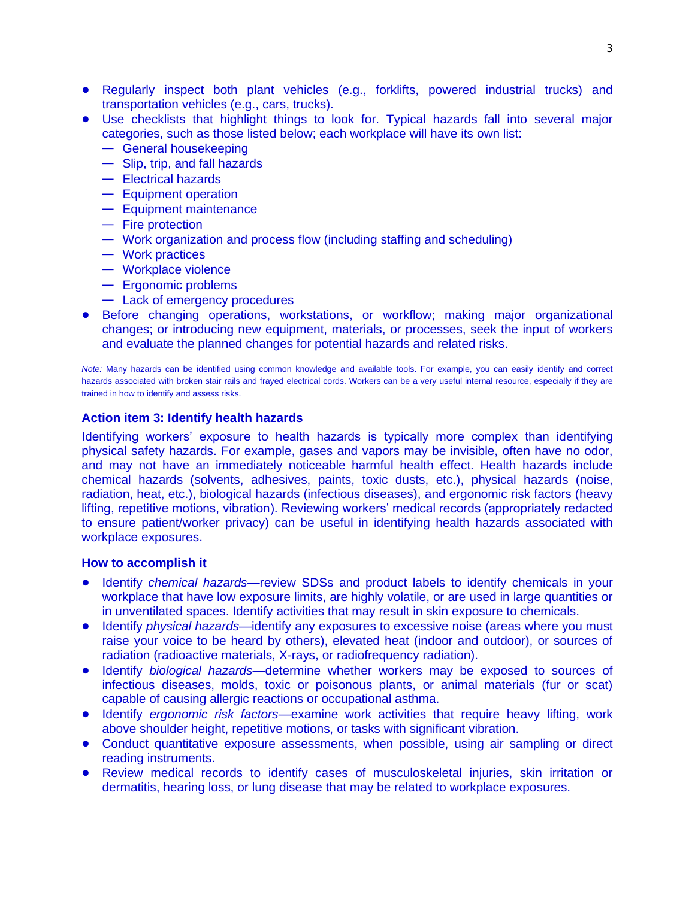- Regularly inspect both plant vehicles (e.g., forklifts, powered industrial trucks) and transportation vehicles (e.g., cars, trucks).
- Use checklists that highlight things to look for. Typical hazards fall into several major categories, such as those listed below; each workplace will have its own list:
  - General housekeeping
  - Slip, trip, and fall hazards
  - Electrical hazards
  - Equipment operation
  - Equipment maintenance
  - Fire protection
  - Work organization and process flow (including staffing and scheduling)
  - Work practices
  - Workplace violence
  - Ergonomic problems
  - Lack of emergency procedures
- Before changing operations, workstations, or workflow; making major organizational changes; or introducing new equipment, materials, or processes, seek the input of workers and evaluate the planned changes for potential hazards and related risks.

*Note:* Many hazards can be identified using common knowledge and available tools. For example, you can easily identify and correct hazards associated with broken stair rails and frayed electrical cords. Workers can be a very useful internal resource, especially if they are trained in how to identify and assess risks.

### Action item 3: Identify health hazards

Identifying workers' exposure to health hazards is typically more complex than identifying physical safety hazards. For example, gases and vapors may be invisible, often have no odor, and may not have an immediately noticeable harmful health effect. Health hazards include chemical hazards (solvents, adhesives, paints, toxic dusts, etc.), physical hazards (noise, radiation, heat, etc.), biological hazards (infectious diseases), and ergonomic risk factors (heavy lifting, repetitive motions, vibration). Reviewing workers' medical records (appropriately redacted to ensure patient/worker privacy) can be useful in identifying health hazards associated with workplace exposures.

### How to accomplish it

- Identify *chemical hazards*—review SDSs and product labels to identify chemicals in your workplace that have low exposure limits, are highly volatile, or are used in large quantities or in unventilated spaces. Identify activities that may result in skin exposure to chemicals.
- Identify *physical hazards*—identify any exposures to excessive noise (areas where you must raise your voice to be heard by others), elevated heat (indoor and outdoor), or sources of radiation (radioactive materials, X-rays, or radiofrequency radiation).
- Identify *biological hazards*—determine whether workers may be exposed to sources of infectious diseases, molds, toxic or poisonous plants, or animal materials (fur or scat) capable of causing allergic reactions or occupational asthma.
- Identify *ergonomic risk factors*—examine work activities that require heavy lifting, work above shoulder height, repetitive motions, or tasks with significant vibration.
- Conduct quantitative exposure assessments, when possible, using air sampling or direct reading instruments.
- Review medical records to identify cases of musculoskeletal injuries, skin irritation or dermatitis, hearing loss, or lung disease that may be related to workplace exposures.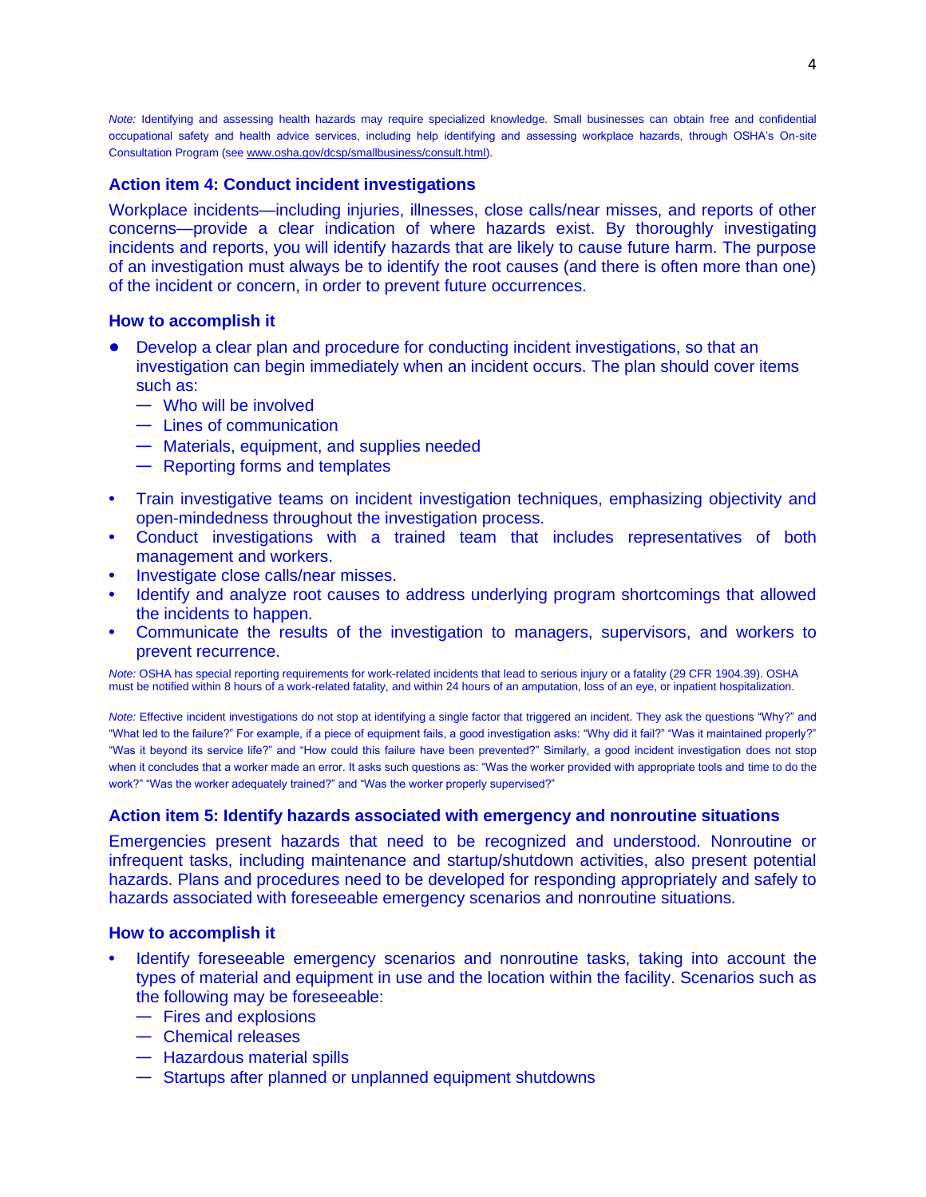*Note:* Identifying and assessing health hazards may require specialized knowledge. Small businesses can obtain free and confidential occupational safety and health advice services, including help identifying and assessing workplace hazards, through OSHA's On-site Consultation Program (see www.osha.gov/dcsp/smallbusiness/consult.html).

### Action item 4: Conduct incident investigations

Workplace incidents—including injuries, illnesses, close calls/near misses, and reports of other concerns—provide a clear indication of where hazards exist. By thoroughly investigating incidents and reports, you will identify hazards that are likely to cause future harm. The purpose of an investigation must always be to identify the root causes (and there is often more than one) of the incident or concern, in order to prevent future occurrences.

### How to accomplish it

- Develop a clear plan and procedure for conducting incident investigations, so that an investigation can begin immediately when an incident occurs. The plan should cover items such as:
  - Who will be involved
  - Lines of communication
  - Materials, equipment, and supplies needed
  - Reporting forms and templates
- Train investigative teams on incident investigation techniques, emphasizing objectivity and open-mindedness throughout the investigation process.
- Conduct investigations with a trained team that includes representatives of both management and workers.
- Investigate close calls/near misses.
- Identify and analyze root causes to address underlying program shortcomings that allowed the incidents to happen.
- Communicate the results of the investigation to managers, supervisors, and workers to prevent recurrence.

*Note:* OSHA has special reporting requirements for work-related incidents that lead to serious injury or a fatality (29 CFR 1904.39). OSHA must be notified within 8 hours of a work-related fatality, and within 24 hours of an amputation, loss of an eye, or inpatient hospitalization.

*Note:* Effective incident investigations do not stop at identifying a single factor that triggered an incident. They ask the questions "Why?" and "What led to the failure?" For example, if a piece of equipment fails, a good investigation asks: "Why did it fail?" "Was it maintained properly?" "Was it beyond its service life?" and "How could this failure have been prevented?" Similarly, a good incident investigation does not stop when it concludes that a worker made an error. It asks such questions as: "Was the worker provided with appropriate tools and time to do the work?" "Was the worker adequately trained?" and "Was the worker properly supervised?"

### Action item 5: Identify hazards associated with emergency and nonroutine situations

Emergencies present hazards that need to be recognized and understood. Nonroutine or infrequent tasks, including maintenance and startup/shutdown activities, also present potential hazards. Plans and procedures need to be developed for responding appropriately and safely to hazards associated with foreseeable emergency scenarios and nonroutine situations.

### How to accomplish it

- Identify foreseeable emergency scenarios and nonroutine tasks, taking into account the types of material and equipment in use and the location within the facility. Scenarios such as the following may be foreseeable:
  - Fires and explosions
  - Chemical releases
  - Hazardous material spills
  - Startups after planned or unplanned equipment shutdowns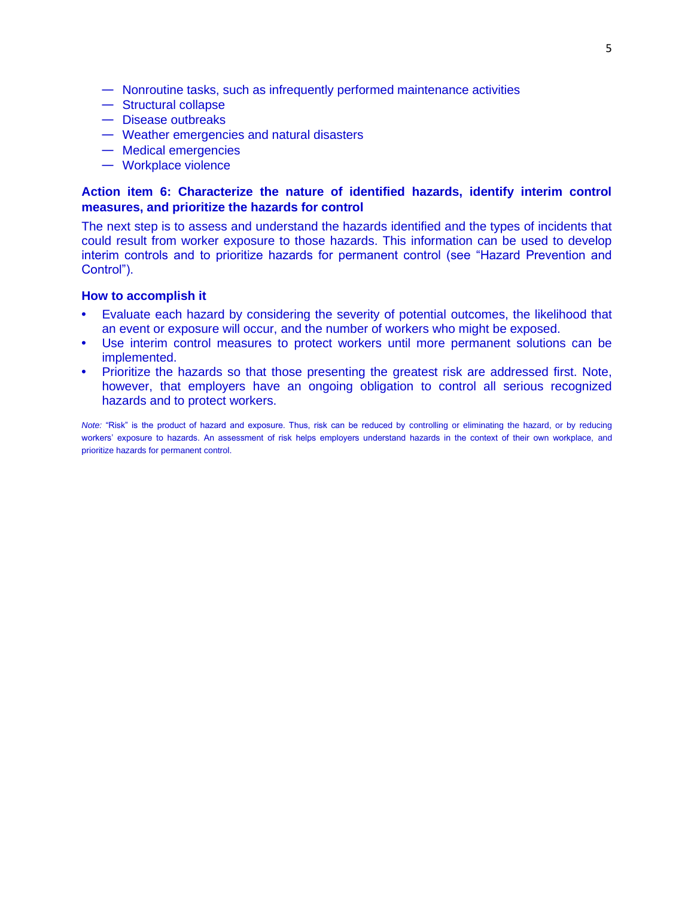- Nonroutine tasks, such as infrequently performed maintenance activities
- Structural collapse
- Disease outbreaks
- Weather emergencies and natural disasters
- Medical emergencies
- Workplace violence

### Action item 6: Characterize the nature of identified hazards, identify interim control measures, and prioritize the hazards for control

The next step is to assess and understand the hazards identified and the types of incidents that could result from worker exposure to those hazards. This information can be used to develop interim controls and to prioritize hazards for permanent control (see "Hazard Prevention and Control").

#### How to accomplish it

- Evaluate each hazard by considering the severity of potential outcomes, the likelihood that an event or exposure will occur, and the number of workers who might be exposed.
- Use interim control measures to protect workers until more permanent solutions can be implemented.
- Prioritize the hazards so that those presenting the greatest risk are addressed first. Note, however, that employers have an ongoing obligation to control all serious recognized hazards and to protect workers.

*Note:* "Risk" is the product of hazard and exposure. Thus, risk can be reduced by controlling or eliminating the hazard, or by reducing workers' exposure to hazards. An assessment of risk helps employers understand hazards in the context of their own workplace, and prioritize hazards for permanent control.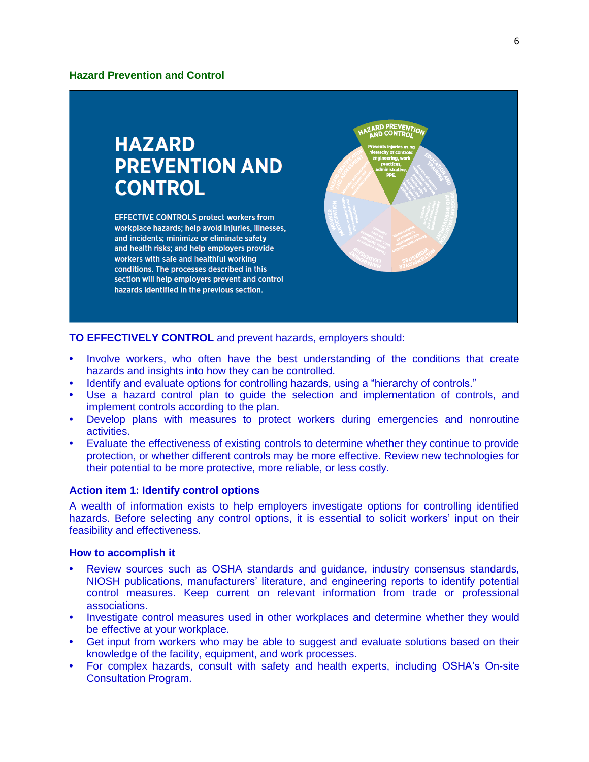## Hazard Prevention and Control

# HAZARD PREVENTION AND CONTROL

EFFECTIVE CONTROLS protect workers from workplace hazards; help avoid injuries, illnesses, and incidents; minimize or eliminate safety and health risks; and help employers provide workers with safe and healthful working conditions. The processes described in this section will help employers prevent and control hazards identified in the previous section.

**TO EFFECTIVELY CONTROL** and prevent hazards, employers should:

- Involve workers, who often have the best understanding of the conditions that create hazards and insights into how they can be controlled.
- Identify and evaluate options for controlling hazards, using a "hierarchy of controls."
- Use a hazard control plan to guide the selection and implementation of controls, and implement controls according to the plan.
- Develop plans with measures to protect workers during emergencies and nonroutine activities.
- Evaluate the effectiveness of existing controls to determine whether they continue to provide protection, or whether different controls may be more effective. Review new technologies for their potential to be more protective, more reliable, or less costly.

### Action item 1: Identify control options

A wealth of information exists to help employers investigate options for controlling identified hazards. Before selecting any control options, it is essential to solicit workers' input on their feasibility and effectiveness.

### How to accomplish it

- Review sources such as OSHA standards and guidance, industry consensus standards, NIOSH publications, manufacturers' literature, and engineering reports to identify potential control measures. Keep current on relevant information from trade or professional associations.
- Investigate control measures used in other workplaces and determine whether they would be effective at your workplace.
- Get input from workers who may be able to suggest and evaluate solutions based on their knowledge of the facility, equipment, and work processes.
- For complex hazards, consult with safety and health experts, including OSHA's On-site Consultation Program.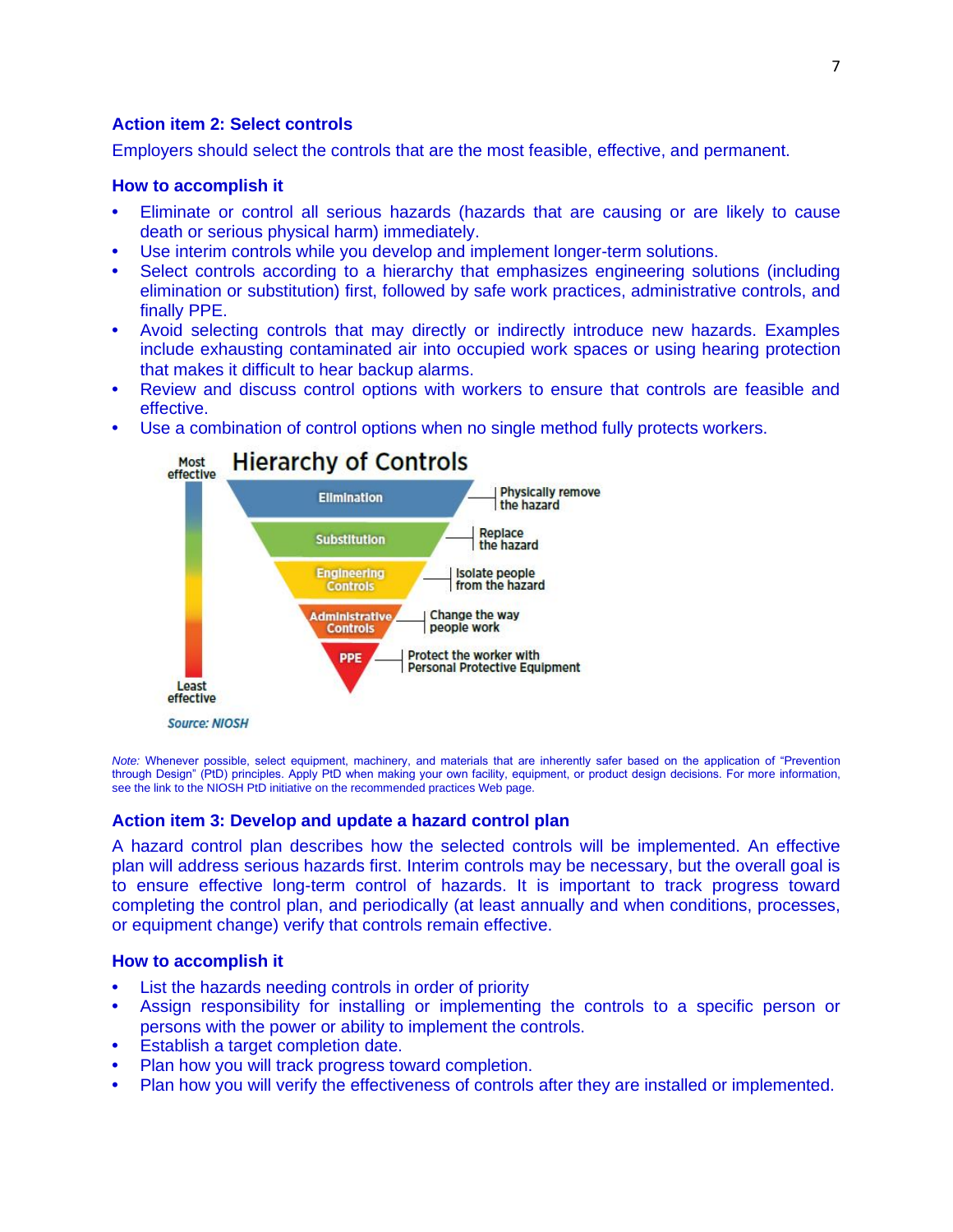### Action item 2: Select controls

Employers should select the controls that are the most feasible, effective, and permanent.

### How to accomplish it

- Eliminate or control all serious hazards (hazards that are causing or are likely to cause death or serious physical harm) immediately.
- Use interim controls while you develop and implement longer-term solutions.
- Select controls according to a hierarchy that emphasizes engineering solutions (including elimination or substitution) first, followed by safe work practices, administrative controls, and finally PPE.
- Avoid selecting controls that may directly or indirectly introduce new hazards. Examples include exhausting contaminated air into occupied work spaces or using hearing protection that makes it difficult to hear backup alarms.
- Review and discuss control options with workers to ensure that controls are feasible and effective.
- Use a combination of control options when no single method fully protects workers.

**Hierarchy of Controls**

Most effective

- Elimination — Physically remove the hazard
- Substitution — Replace the hazard
- Engineering Controls — Isolate people from the hazard
- Administrative Controls — Change the way people work
- PPE — Protect the worker with Personal Protective Equipment

Least effective

*Source: NIOSH*

*Note:* Whenever possible, select equipment, machinery, and materials that are inherently safer based on the application of "Prevention through Design" (PtD) principles. Apply PtD when making your own facility, equipment, or product design decisions. For more information, see the link to the NIOSH PtD initiative on the recommended practices Web page.

### Action item 3: Develop and update a hazard control plan

A hazard control plan describes how the selected controls will be implemented. An effective plan will address serious hazards first. Interim controls may be necessary, but the overall goal is to ensure effective long-term control of hazards. It is important to track progress toward completing the control plan, and periodically (at least annually and when conditions, processes, or equipment change) verify that controls remain effective.

### How to accomplish it

- List the hazards needing controls in order of priority
- Assign responsibility for installing or implementing the controls to a specific person or persons with the power or ability to implement the controls.
- Establish a target completion date.
- Plan how you will track progress toward completion.
- Plan how you will verify the effectiveness of controls after they are installed or implemented.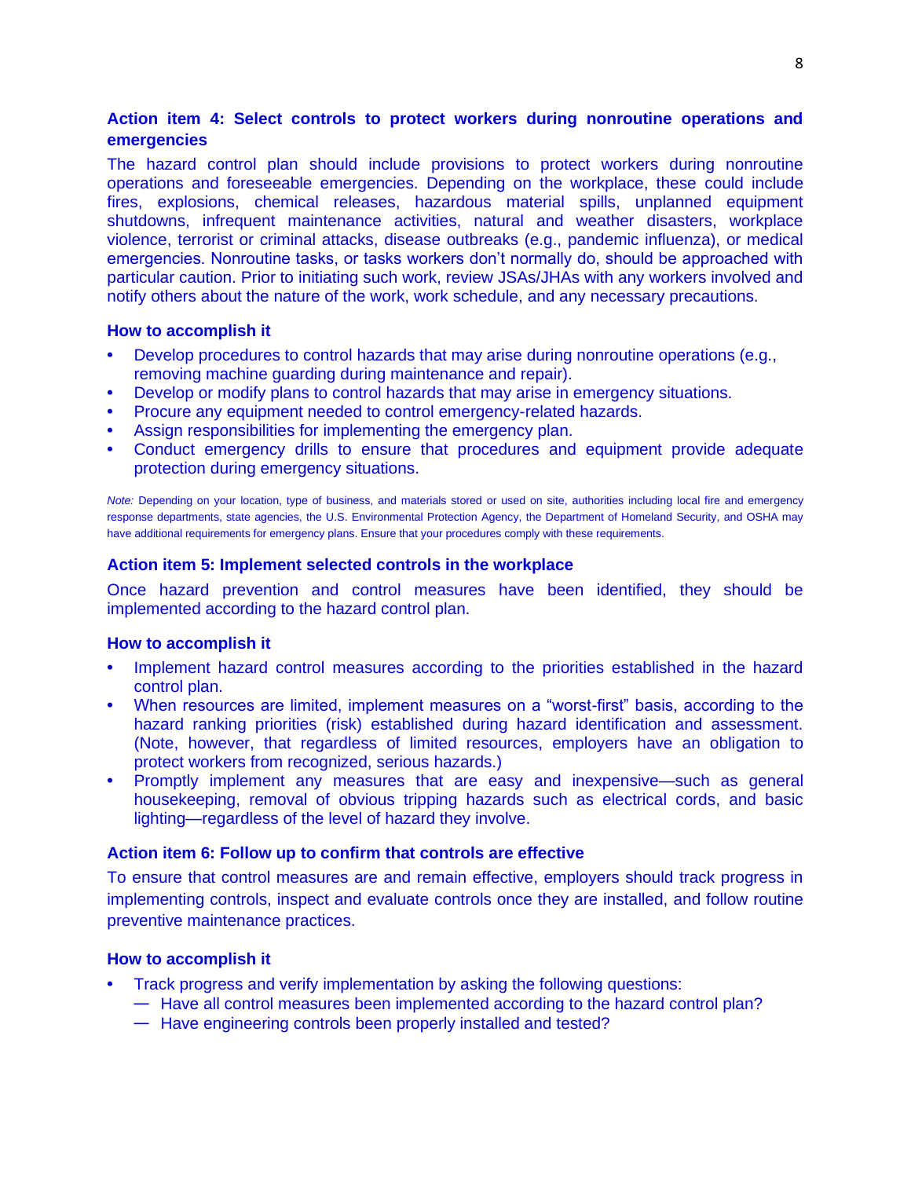### Action item 4: Select controls to protect workers during nonroutine operations and emergencies

The hazard control plan should include provisions to protect workers during nonroutine operations and foreseeable emergencies. Depending on the workplace, these could include fires, explosions, chemical releases, hazardous material spills, unplanned equipment shutdowns, infrequent maintenance activities, natural and weather disasters, workplace violence, terrorist or criminal attacks, disease outbreaks (e.g., pandemic influenza), or medical emergencies. Nonroutine tasks, or tasks workers don't normally do, should be approached with particular caution. Prior to initiating such work, review JSAs/JHAs with any workers involved and notify others about the nature of the work, work schedule, and any necessary precautions.

#### How to accomplish it

- Develop procedures to control hazards that may arise during nonroutine operations (e.g., removing machine guarding during maintenance and repair).
- Develop or modify plans to control hazards that may arise in emergency situations.
- Procure any equipment needed to control emergency-related hazards.
- Assign responsibilities for implementing the emergency plan.
- Conduct emergency drills to ensure that procedures and equipment provide adequate protection during emergency situations.

*Note:* Depending on your location, type of business, and materials stored or used on site, authorities including local fire and emergency response departments, state agencies, the U.S. Environmental Protection Agency, the Department of Homeland Security, and OSHA may have additional requirements for emergency plans. Ensure that your procedures comply with these requirements.

### Action item 5: Implement selected controls in the workplace

Once hazard prevention and control measures have been identified, they should be implemented according to the hazard control plan.

#### How to accomplish it

- Implement hazard control measures according to the priorities established in the hazard control plan.
- When resources are limited, implement measures on a "worst-first" basis, according to the hazard ranking priorities (risk) established during hazard identification and assessment. (Note, however, that regardless of limited resources, employers have an obligation to protect workers from recognized, serious hazards.)
- Promptly implement any measures that are easy and inexpensive—such as general housekeeping, removal of obvious tripping hazards such as electrical cords, and basic lighting—regardless of the level of hazard they involve.

### Action item 6: Follow up to confirm that controls are effective

To ensure that control measures are and remain effective, employers should track progress in implementing controls, inspect and evaluate controls once they are installed, and follow routine preventive maintenance practices.

#### How to accomplish it

- Track progress and verify implementation by asking the following questions:
  - Have all control measures been implemented according to the hazard control plan?
  - Have engineering controls been properly installed and tested?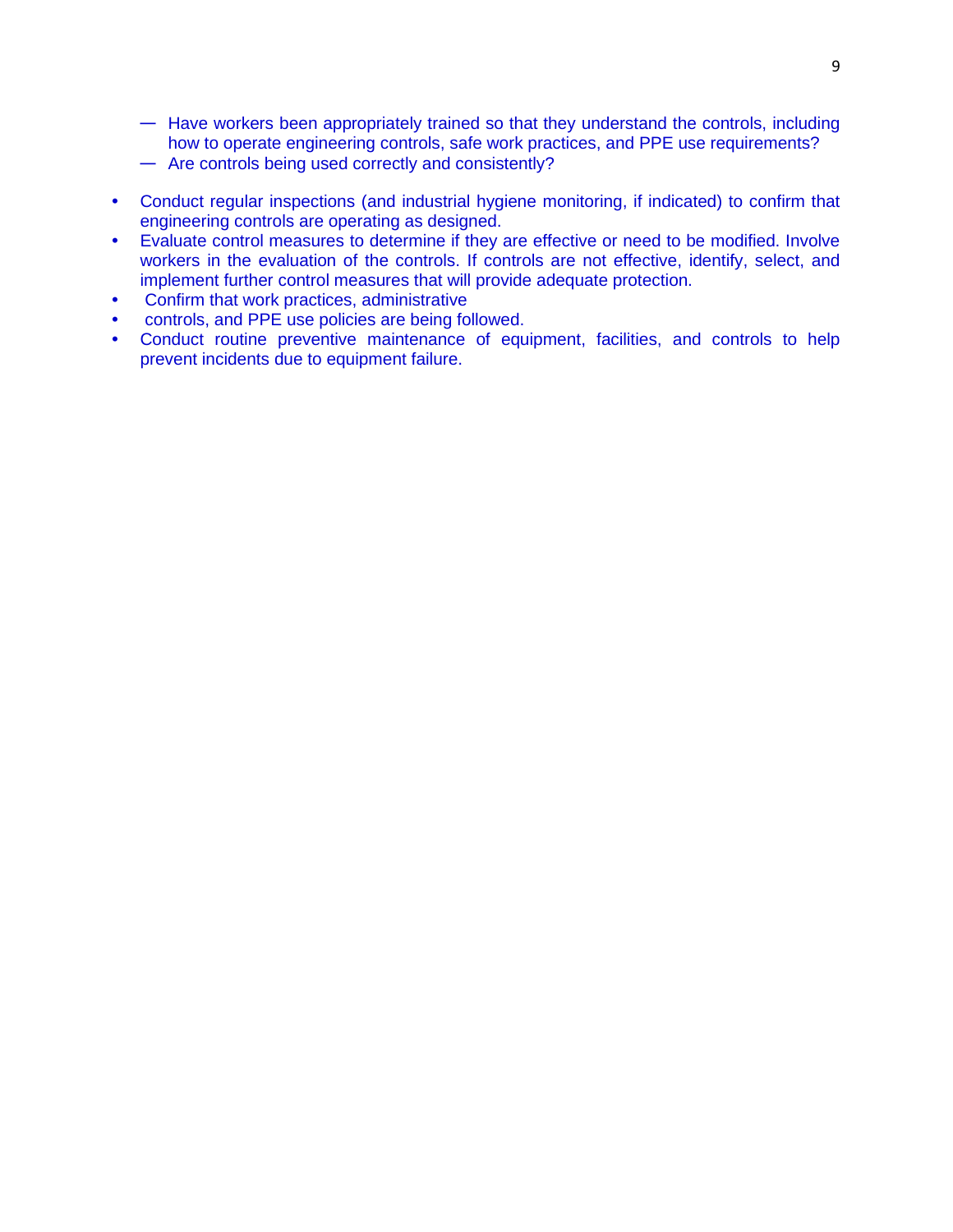- Have workers been appropriately trained so that they understand the controls, including how to operate engineering controls, safe work practices, and PPE use requirements?
  - Are controls being used correctly and consistently?

- Conduct regular inspections (and industrial hygiene monitoring, if indicated) to confirm that engineering controls are operating as designed.
- Evaluate control measures to determine if they are effective or need to be modified. Involve workers in the evaluation of the controls. If controls are not effective, identify, select, and implement further control measures that will provide adequate protection.
- Confirm that work practices, administrative
- controls, and PPE use policies are being followed.
- Conduct routine preventive maintenance of equipment, facilities, and controls to help prevent incidents due to equipment failure.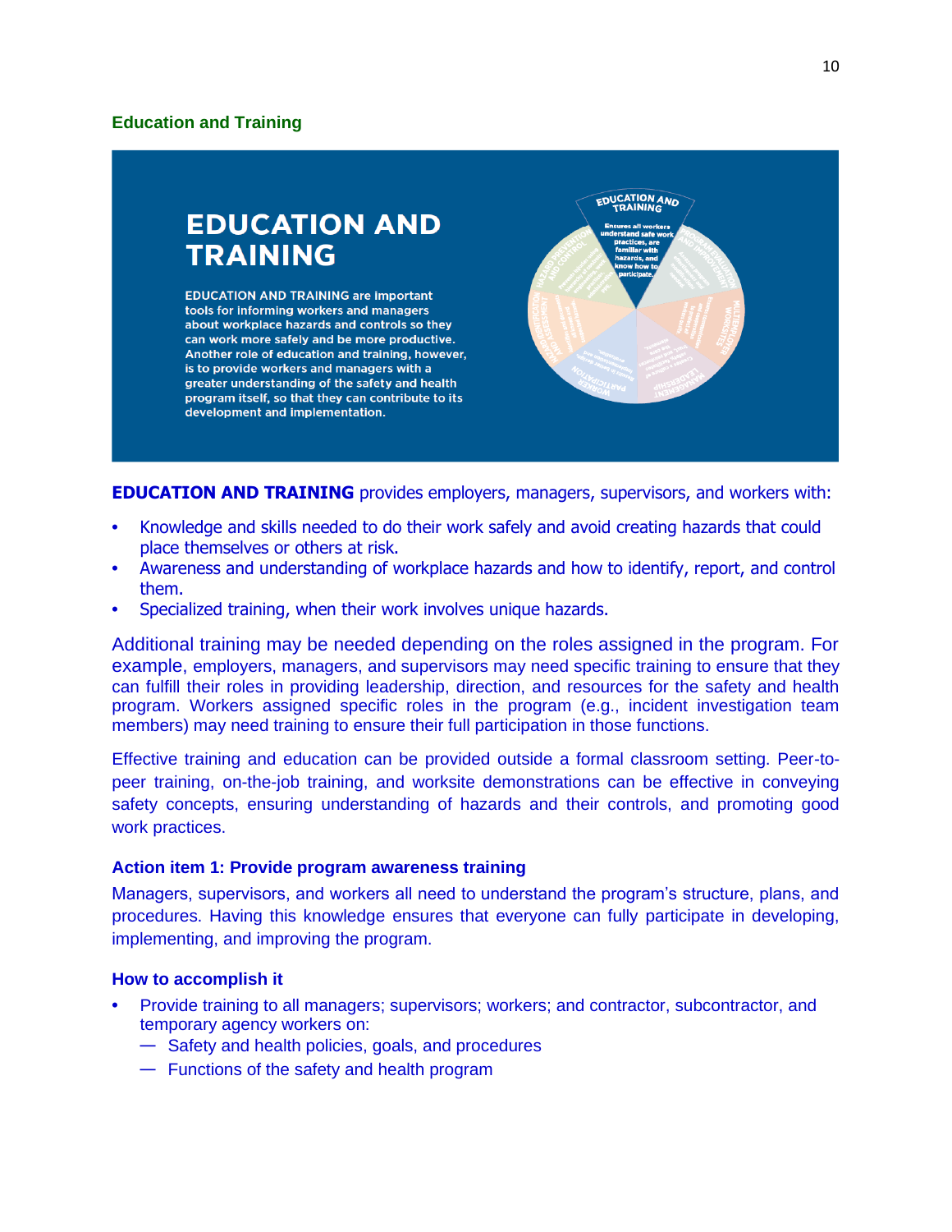## Education and Training

# EDUCATION AND TRAINING

EDUCATION AND TRAINING are important tools for informing workers and managers about workplace hazards and controls so they can work more safely and be more productive. Another role of education and training, however, is to provide workers and managers with a greater understanding of the safety and health program itself, so that they can contribute to its development and implementation.

**EDUCATION AND TRAINING** provides employers, managers, supervisors, and workers with:

- Knowledge and skills needed to do their work safely and avoid creating hazards that could place themselves or others at risk.
- Awareness and understanding of workplace hazards and how to identify, report, and control them.
- Specialized training, when their work involves unique hazards.

Additional training may be needed depending on the roles assigned in the program. For example, employers, managers, and supervisors may need specific training to ensure that they can fulfill their roles in providing leadership, direction, and resources for the safety and health program. Workers assigned specific roles in the program (e.g., incident investigation team members) may need training to ensure their full participation in those functions.

Effective training and education can be provided outside a formal classroom setting. Peer-to-peer training, on-the-job training, and worksite demonstrations can be effective in conveying safety concepts, ensuring understanding of hazards and their controls, and promoting good work practices.

### Action item 1: Provide program awareness training

Managers, supervisors, and workers all need to understand the program's structure, plans, and procedures. Having this knowledge ensures that everyone can fully participate in developing, implementing, and improving the program.

### How to accomplish it

- Provide training to all managers; supervisors; workers; and contractor, subcontractor, and temporary agency workers on:
  - Safety and health policies, goals, and procedures
  - Functions of the safety and health program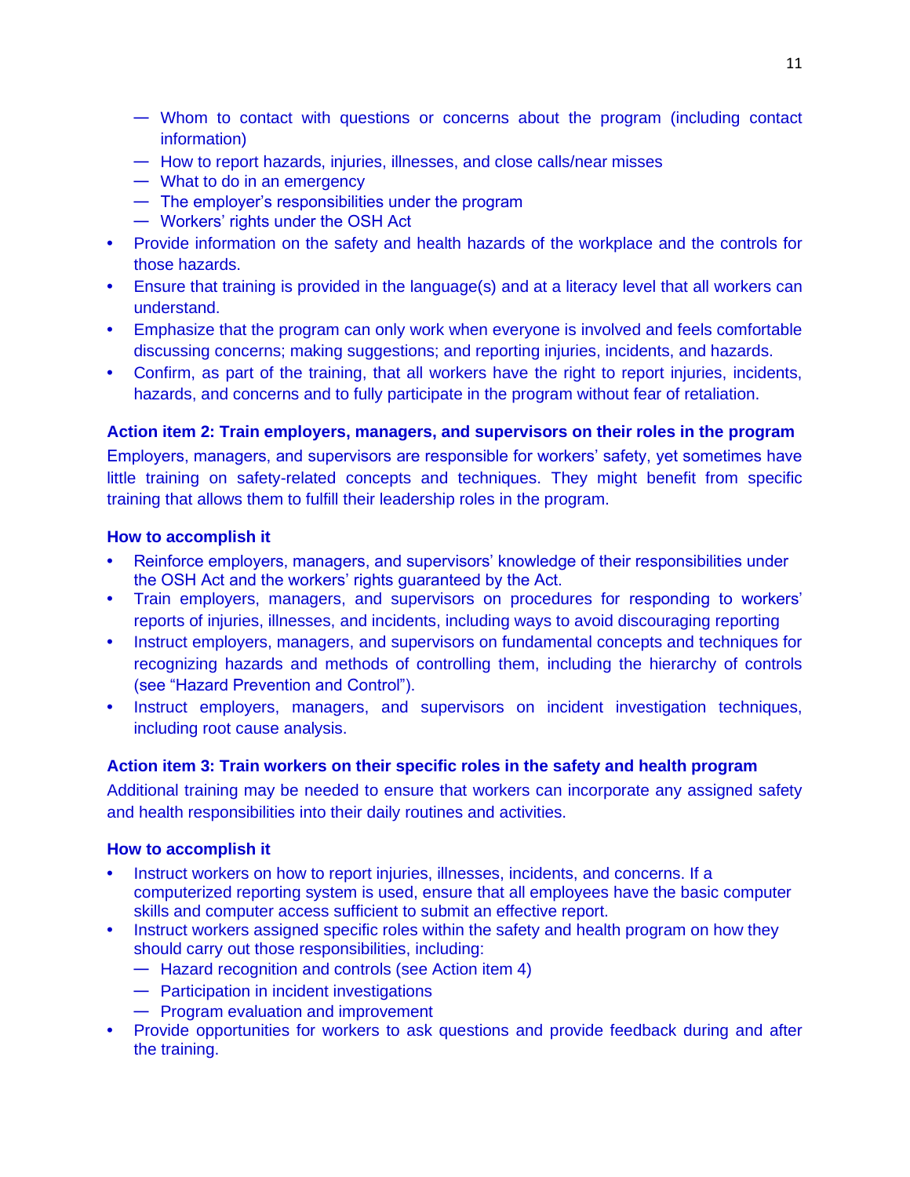- Whom to contact with questions or concerns about the program (including contact information)
    - How to report hazards, injuries, illnesses, and close calls/near misses
    - What to do in an emergency
    - The employer's responsibilities under the program
    - Workers' rights under the OSH Act
- Provide information on the safety and health hazards of the workplace and the controls for those hazards.
- Ensure that training is provided in the language(s) and at a literacy level that all workers can understand.
- Emphasize that the program can only work when everyone is involved and feels comfortable discussing concerns; making suggestions; and reporting injuries, incidents, and hazards.
- Confirm, as part of the training, that all workers have the right to report injuries, incidents, hazards, and concerns and to fully participate in the program without fear of retaliation.

**Action item 2: Train employers, managers, and supervisors on their roles in the program**

Employers, managers, and supervisors are responsible for workers' safety, yet sometimes have little training on safety-related concepts and techniques. They might benefit from specific training that allows them to fulfill their leadership roles in the program.

**How to accomplish it**

- Reinforce employers, managers, and supervisors' knowledge of their responsibilities under the OSH Act and the workers' rights guaranteed by the Act.
- Train employers, managers, and supervisors on procedures for responding to workers' reports of injuries, illnesses, and incidents, including ways to avoid discouraging reporting
- Instruct employers, managers, and supervisors on fundamental concepts and techniques for recognizing hazards and methods of controlling them, including the hierarchy of controls (see "Hazard Prevention and Control").
- Instruct employers, managers, and supervisors on incident investigation techniques, including root cause analysis.

**Action item 3: Train workers on their specific roles in the safety and health program**

Additional training may be needed to ensure that workers can incorporate any assigned safety and health responsibilities into their daily routines and activities.

**How to accomplish it**

- Instruct workers on how to report injuries, illnesses, incidents, and concerns. If a computerized reporting system is used, ensure that all employees have the basic computer skills and computer access sufficient to submit an effective report.
- Instruct workers assigned specific roles within the safety and health program on how they should carry out those responsibilities, including:
    - Hazard recognition and controls (see Action item 4)
    - Participation in incident investigations
    - Program evaluation and improvement
- Provide opportunities for workers to ask questions and provide feedback during and after the training.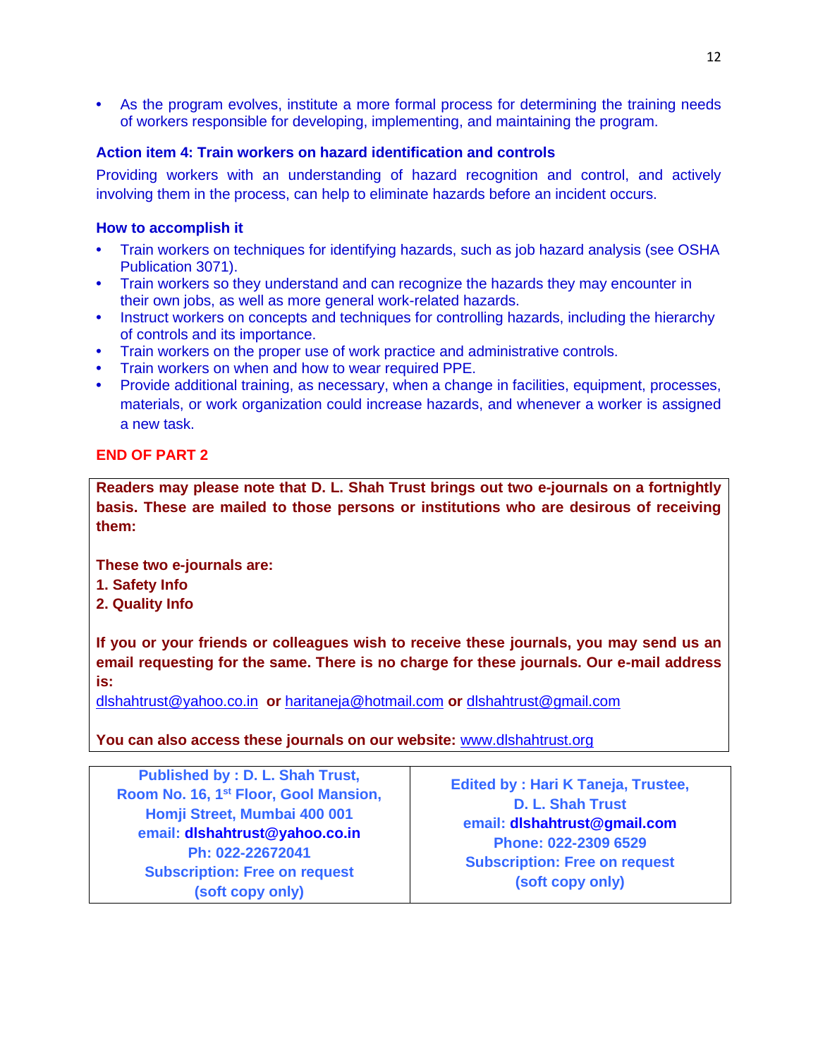- As the program evolves, institute a more formal process for determining the training needs of workers responsible for developing, implementing, and maintaining the program.

### Action item 4: Train workers on hazard identification and controls

Providing workers with an understanding of hazard recognition and control, and actively involving them in the process, can help to eliminate hazards before an incident occurs.

### How to accomplish it

- Train workers on techniques for identifying hazards, such as job hazard analysis (see OSHA Publication 3071).
- Train workers so they understand and can recognize the hazards they may encounter in their own jobs, as well as more general work-related hazards.
- Instruct workers on concepts and techniques for controlling hazards, including the hierarchy of controls and its importance.
- Train workers on the proper use of work practice and administrative controls.
- Train workers on when and how to wear required PPE.
- Provide additional training, as necessary, when a change in facilities, equipment, processes, materials, or work organization could increase hazards, and whenever a worker is assigned a new task.

**END OF PART 2**

**Readers may please note that D. L. Shah Trust brings out two e-journals on a fortnightly basis. These are mailed to those persons or institutions who are desirous of receiving them:**

**These two e-journals are:**
**1. Safety Info**
**2. Quality Info**

**If you or your friends or colleagues wish to receive these journals, you may send us an email requesting for the same. There is no charge for these journals. Our e-mail address is:**
dlshahtrust@yahoo.co.in **or** haritaneja@hotmail.com **or** dlshahtrust@gmail.com

**You can also access these journals on our website:** www.dlshahtrust.org

| | |
|---|---|
| **Published by : D. L. Shah Trust, Room No. 16, 1st Floor, Gool Mansion, Homji Street, Mumbai 400 001 email: dlshahtrust@yahoo.co.in Ph: 022-22672041 Subscription: Free on request (soft copy only)** | **Edited by : Hari K Taneja, Trustee, D. L. Shah Trust email: dlshahtrust@gmail.com Phone: 022-2309 6529 Subscription: Free on request (soft copy only)** |